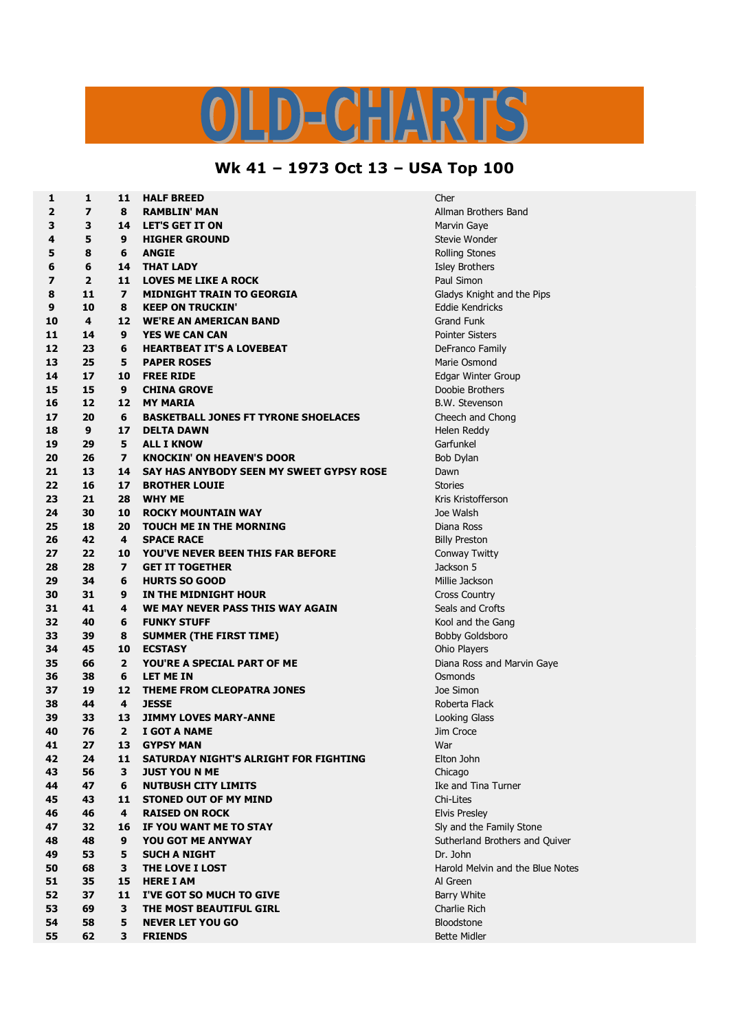# OLD-CHARTS

## Wk 41 – 1973 Oct 13 – USA Top 100

| | | | | |
|---|---|---|---|---|
| 1 | 1 | 11 | HALF BREED | Cher |
| 2 | 7 | 8 | RAMBLIN' MAN | Allman Brothers Band |
| 3 | 3 | 14 | LET'S GET IT ON | Marvin Gaye |
| 4 | 5 | 9 | HIGHER GROUND | Stevie Wonder |
| 5 | 8 | 6 | ANGIE | Rolling Stones |
| 6 | 6 | 14 | THAT LADY | Isley Brothers |
| 7 | 2 | 11 | LOVES ME LIKE A ROCK | Paul Simon |
| 8 | 11 | 7 | MIDNIGHT TRAIN TO GEORGIA | Gladys Knight and the Pips |
| 9 | 10 | 8 | KEEP ON TRUCKIN' | Eddie Kendricks |
| 10 | 4 | 12 | WE'RE AN AMERICAN BAND | Grand Funk |
| 11 | 14 | 9 | YES WE CAN CAN | Pointer Sisters |
| 12 | 23 | 6 | HEARTBEAT IT'S A LOVEBEAT | DeFranco Family |
| 13 | 25 | 5 | PAPER ROSES | Marie Osmond |
| 14 | 17 | 10 | FREE RIDE | Edgar Winter Group |
| 15 | 15 | 9 | CHINA GROVE | Doobie Brothers |
| 16 | 12 | 12 | MY MARIA | B.W. Stevenson |
| 17 | 20 | 6 | BASKETBALL JONES FT TYRONE SHOELACES | Cheech and Chong |
| 18 | 9 | 17 | DELTA DAWN | Helen Reddy |
| 19 | 29 | 5 | ALL I KNOW | Garfunkel |
| 20 | 26 | 7 | KNOCKIN' ON HEAVEN'S DOOR | Bob Dylan |
| 21 | 13 | 14 | SAY HAS ANYBODY SEEN MY SWEET GYPSY ROSE | Dawn |
| 22 | 16 | 17 | BROTHER LOUIE | Stories |
| 23 | 21 | 28 | WHY ME | Kris Kristofferson |
| 24 | 30 | 10 | ROCKY MOUNTAIN WAY | Joe Walsh |
| 25 | 18 | 20 | TOUCH ME IN THE MORNING | Diana Ross |
| 26 | 42 | 4 | SPACE RACE | Billy Preston |
| 27 | 22 | 10 | YOU'VE NEVER BEEN THIS FAR BEFORE | Conway Twitty |
| 28 | 28 | 7 | GET IT TOGETHER | Jackson 5 |
| 29 | 34 | 6 | HURTS SO GOOD | Millie Jackson |
| 30 | 31 | 9 | IN THE MIDNIGHT HOUR | Cross Country |
| 31 | 41 | 4 | WE MAY NEVER PASS THIS WAY AGAIN | Seals and Crofts |
| 32 | 40 | 6 | FUNKY STUFF | Kool and the Gang |
| 33 | 39 | 8 | SUMMER (THE FIRST TIME) | Bobby Goldsboro |
| 34 | 45 | 10 | ECSTASY | Ohio Players |
| 35 | 66 | 2 | YOU'RE A SPECIAL PART OF ME | Diana Ross and Marvin Gaye |
| 36 | 38 | 6 | LET ME IN | Osmonds |
| 37 | 19 | 12 | THEME FROM CLEOPATRA JONES | Joe Simon |
| 38 | 44 | 4 | JESSE | Roberta Flack |
| 39 | 33 | 13 | JIMMY LOVES MARY-ANNE | Looking Glass |
| 40 | 76 | 2 | I GOT A NAME | Jim Croce |
| 41 | 27 | 13 | GYPSY MAN | War |
| 42 | 24 | 11 | SATURDAY NIGHT'S ALRIGHT FOR FIGHTING | Elton John |
| 43 | 56 | 3 | JUST YOU N ME | Chicago |
| 44 | 47 | 6 | NUTBUSH CITY LIMITS | Ike and Tina Turner |
| 45 | 43 | 11 | STONED OUT OF MY MIND | Chi-Lites |
| 46 | 46 | 4 | RAISED ON ROCK | Elvis Presley |
| 47 | 32 | 16 | IF YOU WANT ME TO STAY | Sly and the Family Stone |
| 48 | 48 | 9 | YOU GOT ME ANYWAY | Sutherland Brothers and Quiver |
| 49 | 53 | 5 | SUCH A NIGHT | Dr. John |
| 50 | 68 | 3 | THE LOVE I LOST | Harold Melvin and the Blue Notes |
| 51 | 35 | 15 | HERE I AM | Al Green |
| 52 | 37 | 11 | I'VE GOT SO MUCH TO GIVE | Barry White |
| 53 | 69 | 3 | THE MOST BEAUTIFUL GIRL | Charlie Rich |
| 54 | 58 | 5 | NEVER LET YOU GO | Bloodstone |
| 55 | 62 | 3 | FRIENDS | Bette Midler |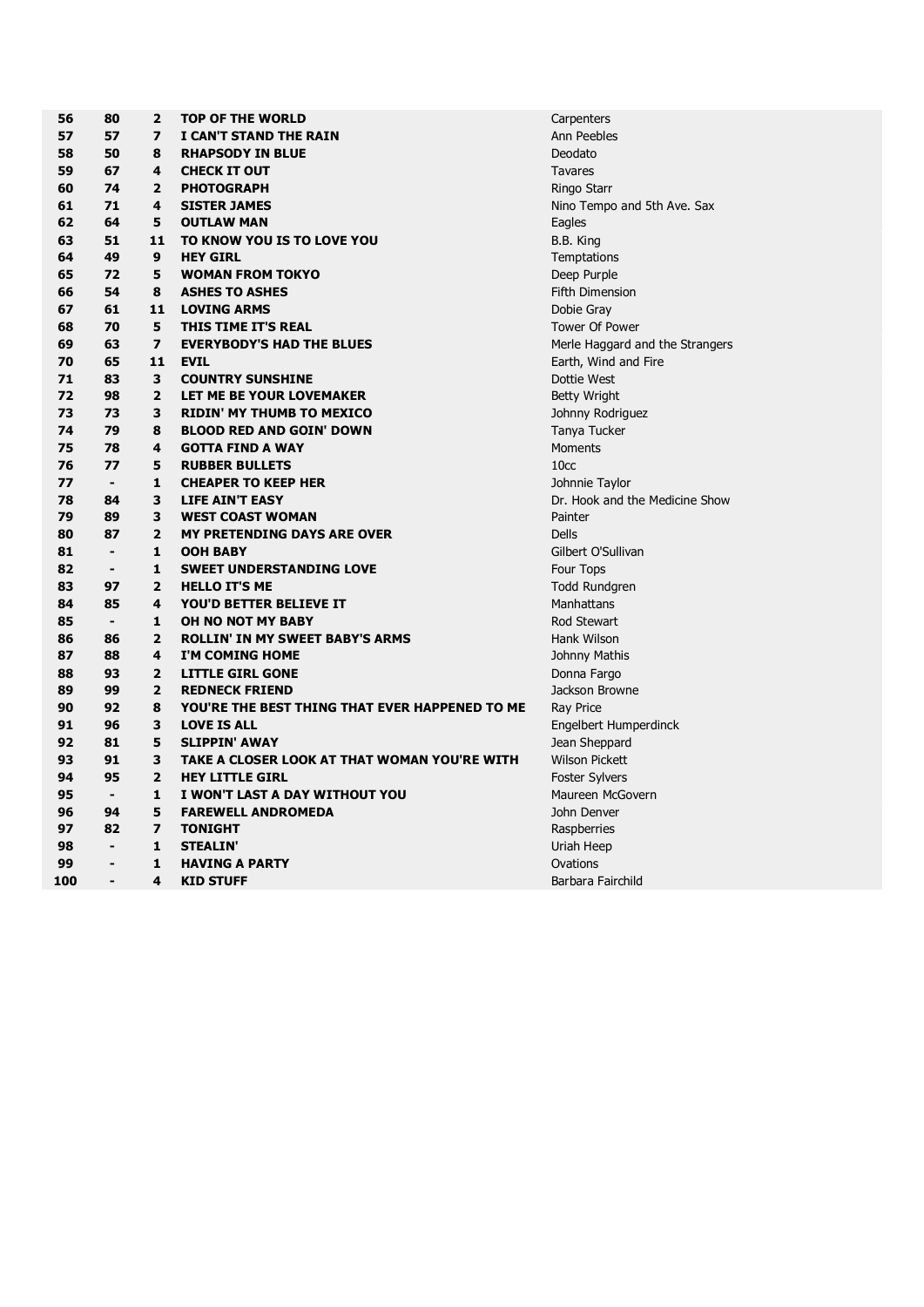| | | | | |
|---|---|---|---|---|
| 56 | 80 | 2 | **TOP OF THE WORLD** | Carpenters |
| 57 | 57 | 7 | **I CAN'T STAND THE RAIN** | Ann Peebles |
| 58 | 50 | 8 | **RHAPSODY IN BLUE** | Deodato |
| 59 | 67 | 4 | **CHECK IT OUT** | Tavares |
| 60 | 74 | 2 | **PHOTOGRAPH** | Ringo Starr |
| 61 | 71 | 4 | **SISTER JAMES** | Nino Tempo and 5th Ave. Sax |
| 62 | 64 | 5 | **OUTLAW MAN** | Eagles |
| 63 | 51 | 11 | **TO KNOW YOU IS TO LOVE YOU** | B.B. King |
| 64 | 49 | 9 | **HEY GIRL** | Temptations |
| 65 | 72 | 5 | **WOMAN FROM TOKYO** | Deep Purple |
| 66 | 54 | 8 | **ASHES TO ASHES** | Fifth Dimension |
| 67 | 61 | 11 | **LOVING ARMS** | Dobie Gray |
| 68 | 70 | 5 | **THIS TIME IT'S REAL** | Tower Of Power |
| 69 | 63 | 7 | **EVERYBODY'S HAD THE BLUES** | Merle Haggard and the Strangers |
| 70 | 65 | 11 | **EVIL** | Earth, Wind and Fire |
| 71 | 83 | 3 | **COUNTRY SUNSHINE** | Dottie West |
| 72 | 98 | 2 | **LET ME BE YOUR LOVEMAKER** | Betty Wright |
| 73 | 73 | 3 | **RIDIN' MY THUMB TO MEXICO** | Johnny Rodriguez |
| 74 | 79 | 8 | **BLOOD RED AND GOIN' DOWN** | Tanya Tucker |
| 75 | 78 | 4 | **GOTTA FIND A WAY** | Moments |
| 76 | 77 | 5 | **RUBBER BULLETS** | 10cc |
| 77 | - | 1 | **CHEAPER TO KEEP HER** | Johnnie Taylor |
| 78 | 84 | 3 | **LIFE AIN'T EASY** | Dr. Hook and the Medicine Show |
| 79 | 89 | 3 | **WEST COAST WOMAN** | Painter |
| 80 | 87 | 2 | **MY PRETENDING DAYS ARE OVER** | Dells |
| 81 | - | 1 | **OOH BABY** | Gilbert O'Sullivan |
| 82 | - | 1 | **SWEET UNDERSTANDING LOVE** | Four Tops |
| 83 | 97 | 2 | **HELLO IT'S ME** | Todd Rundgren |
| 84 | 85 | 4 | **YOU'D BETTER BELIEVE IT** | Manhattans |
| 85 | - | 1 | **OH NO NOT MY BABY** | Rod Stewart |
| 86 | 86 | 2 | **ROLLIN' IN MY SWEET BABY'S ARMS** | Hank Wilson |
| 87 | 88 | 4 | **I'M COMING HOME** | Johnny Mathis |
| 88 | 93 | 2 | **LITTLE GIRL GONE** | Donna Fargo |
| 89 | 99 | 2 | **REDNECK FRIEND** | Jackson Browne |
| 90 | 92 | 8 | **YOU'RE THE BEST THING THAT EVER HAPPENED TO ME** | Ray Price |
| 91 | 96 | 3 | **LOVE IS ALL** | Engelbert Humperdinck |
| 92 | 81 | 5 | **SLIPPIN' AWAY** | Jean Sheppard |
| 93 | 91 | 3 | **TAKE A CLOSER LOOK AT THAT WOMAN YOU'RE WITH** | Wilson Pickett |
| 94 | 95 | 2 | **HEY LITTLE GIRL** | Foster Sylvers |
| 95 | - | 1 | **I WON'T LAST A DAY WITHOUT YOU** | Maureen McGovern |
| 96 | 94 | 5 | **FAREWELL ANDROMEDA** | John Denver |
| 97 | 82 | 7 | **TONIGHT** | Raspberries |
| 98 | - | 1 | **STEALIN'** | Uriah Heep |
| 99 | - | 1 | **HAVING A PARTY** | Ovations |
| 100 | - | 4 | **KID STUFF** | Barbara Fairchild |